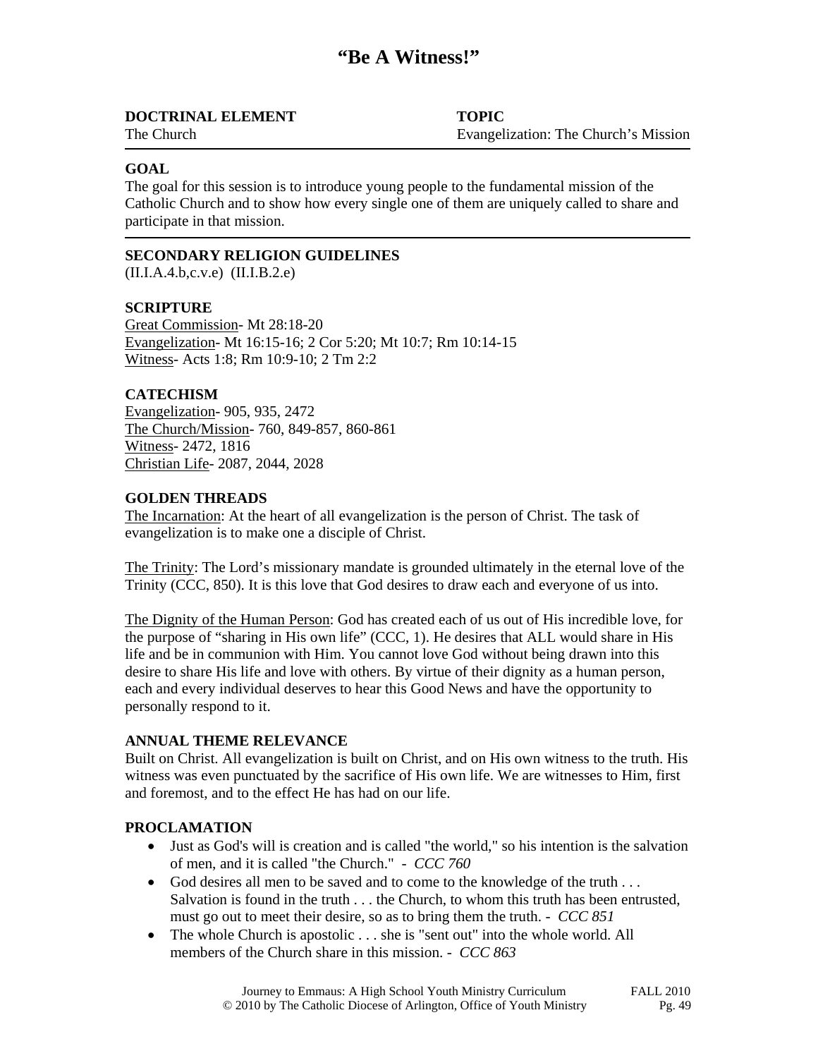# "Be A Witness!"

| **DOCTRINAL ELEMENT** | **TOPIC** |
|---|---|
| The Church | Evangelization: The Church's Mission |

## GOAL

The goal for this session is to introduce young people to the fundamental mission of the Catholic Church and to show how every single one of them are uniquely called to share and participate in that mission.

## SECONDARY RELIGION GUIDELINES

(II.I.A.4.b,c.v.e) (II.I.B.2.e)

## SCRIPTURE

Great Commission- Mt 28:18-20
Evangelization- Mt 16:15-16; 2 Cor 5:20; Mt 10:7; Rm 10:14-15
Witness- Acts 1:8; Rm 10:9-10; 2 Tm 2:2

## CATECHISM

Evangelization- 905, 935, 2472
The Church/Mission- 760, 849-857, 860-861
Witness- 2472, 1816
Christian Life- 2087, 2044, 2028

## GOLDEN THREADS

The Incarnation: At the heart of all evangelization is the person of Christ. The task of evangelization is to make one a disciple of Christ.

The Trinity: The Lord's missionary mandate is grounded ultimately in the eternal love of the Trinity (CCC, 850). It is this love that God desires to draw each and everyone of us into.

The Dignity of the Human Person: God has created each of us out of His incredible love, for the purpose of "sharing in His own life" (CCC, 1). He desires that ALL would share in His life and be in communion with Him. You cannot love God without being drawn into this desire to share His life and love with others. By virtue of their dignity as a human person, each and every individual deserves to hear this Good News and have the opportunity to personally respond to it.

## ANNUAL THEME RELEVANCE

Built on Christ. All evangelization is built on Christ, and on His own witness to the truth. His witness was even punctuated by the sacrifice of His own life. We are witnesses to Him, first and foremost, and to the effect He has had on our life.

## PROCLAMATION

- Just as God's will is creation and is called "the world," so his intention is the salvation of men, and it is called "the Church." - *CCC 760*
- God desires all men to be saved and to come to the knowledge of the truth . . . Salvation is found in the truth . . . the Church, to whom this truth has been entrusted, must go out to meet their desire, so as to bring them the truth. - *CCC 851*
- The whole Church is apostolic . . . she is "sent out" into the whole world. All members of the Church share in this mission. - *CCC 863*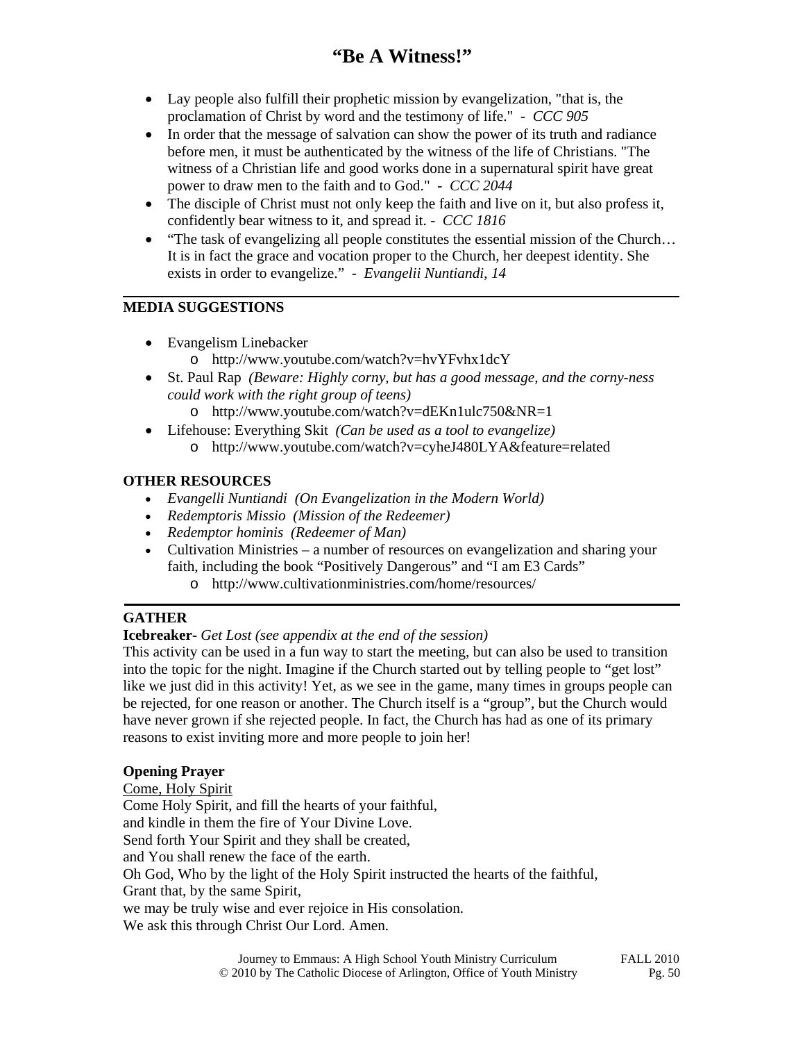- Lay people also fulfill their prophetic mission by evangelization, "that is, the proclamation of Christ by word and the testimony of life." - *CCC 905*
- In order that the message of salvation can show the power of its truth and radiance before men, it must be authenticated by the witness of the life of Christians. "The witness of a Christian life and good works done in a supernatural spirit have great power to draw men to the faith and to God." - *CCC 2044*
- The disciple of Christ must not only keep the faith and live on it, but also profess it, confidently bear witness to it, and spread it. - *CCC 1816*
- "The task of evangelizing all people constitutes the essential mission of the Church… It is in fact the grace and vocation proper to the Church, her deepest identity. She exists in order to evangelize." - *Evangelii Nuntiandi, 14*

---

**MEDIA SUGGESTIONS**

- Evangelism Linebacker
    - http://www.youtube.com/watch?v=hvYFvhx1dcY
- St. Paul Rap *(Beware: Highly corny, but has a good message, and the corny-ness could work with the right group of teens)*
    - http://www.youtube.com/watch?v=dEKn1ulc750&NR=1
- Lifehouse: Everything Skit *(Can be used as a tool to evangelize)*
    - http://www.youtube.com/watch?v=cyheJ480LYA&feature=related

**OTHER RESOURCES**

- *Evangelli Nuntiandi (On Evangelization in the Modern World)*
- *Redemptoris Missio (Mission of the Redeemer)*
- *Redemptor hominis (Redeemer of Man)*
- Cultivation Ministries – a number of resources on evangelization and sharing your faith, including the book "Positively Dangerous" and "I am E3 Cards"
    - http://www.cultivationministries.com/home/resources/

---

**GATHER**

**Icebreaker-** *Get Lost (see appendix at the end of the session)*

This activity can be used in a fun way to start the meeting, but can also be used to transition into the topic for the night. Imagine if the Church started out by telling people to "get lost" like we just did in this activity! Yet, as we see in the game, many times in groups people can be rejected, for one reason or another. The Church itself is a "group", but the Church would have never grown if she rejected people. In fact, the Church has had as one of its primary reasons to exist inviting more and more people to join her!

**Opening Prayer**

Come, Holy Spirit

Come Holy Spirit, and fill the hearts of your faithful,
and kindle in them the fire of Your Divine Love.
Send forth Your Spirit and they shall be created,
and You shall renew the face of the earth.
Oh God, Who by the light of the Holy Spirit instructed the hearts of the faithful,
Grant that, by the same Spirit,
we may be truly wise and ever rejoice in His consolation.
We ask this through Christ Our Lord. Amen.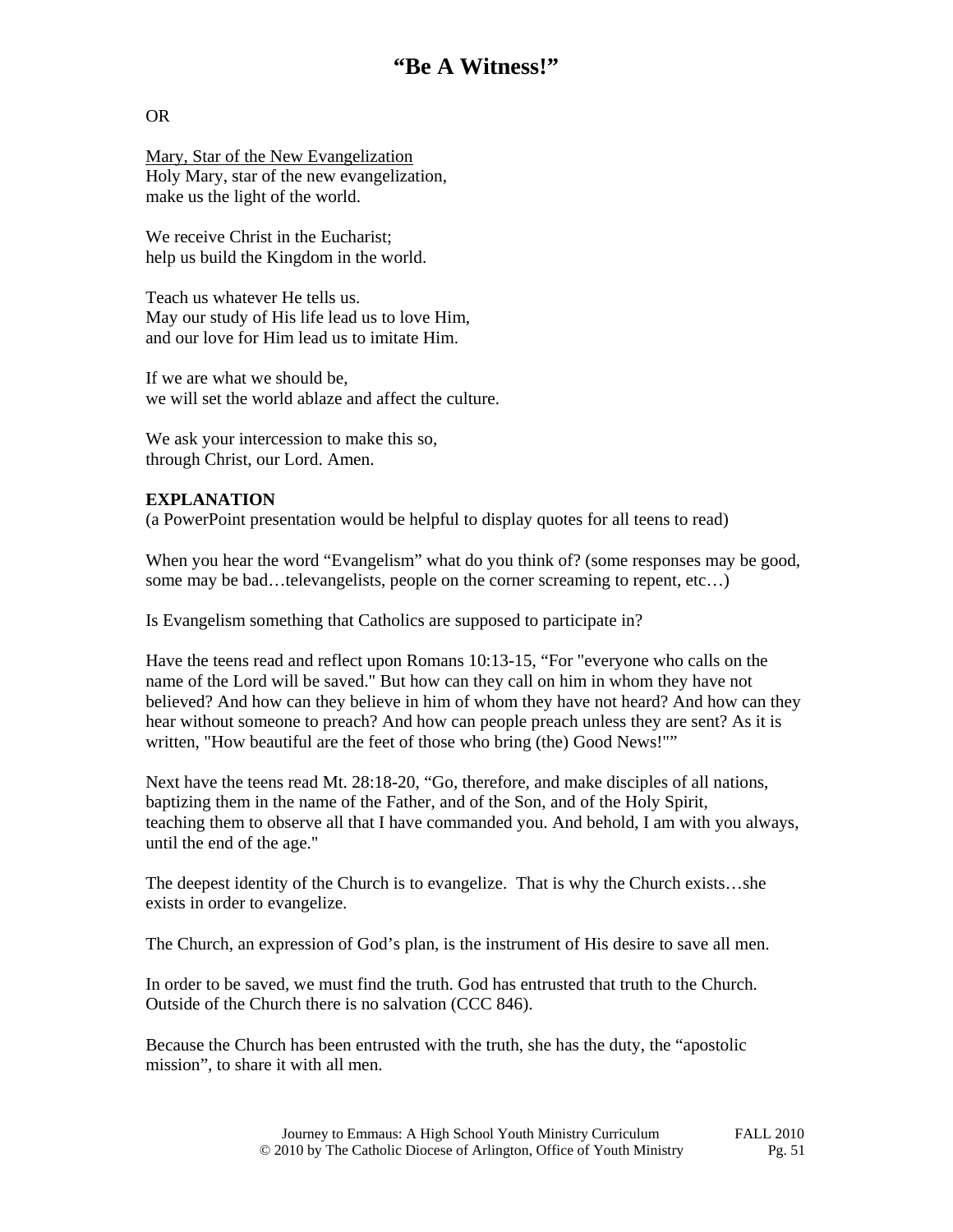OR

Mary, Star of the New Evangelization
Holy Mary, star of the new evangelization,
make us the light of the world.

We receive Christ in the Eucharist;
help us build the Kingdom in the world.

Teach us whatever He tells us.
May our study of His life lead us to love Him,
and our love for Him lead us to imitate Him.

If we are what we should be,
we will set the world ablaze and affect the culture.

We ask your intercession to make this so,
through Christ, our Lord. Amen.

**EXPLANATION**
(a PowerPoint presentation would be helpful to display quotes for all teens to read)

When you hear the word "Evangelism" what do you think of? (some responses may be good, some may be bad…televangelists, people on the corner screaming to repent, etc…)

Is Evangelism something that Catholics are supposed to participate in?

Have the teens read and reflect upon Romans 10:13-15, "For "everyone who calls on the name of the Lord will be saved." But how can they call on him in whom they have not believed? And how can they believe in him of whom they have not heard? And how can they hear without someone to preach? And how can people preach unless they are sent? As it is written, "How beautiful are the feet of those who bring (the) Good News!""

Next have the teens read Mt. 28:18-20, "Go, therefore, and make disciples of all nations, baptizing them in the name of the Father, and of the Son, and of the Holy Spirit, teaching them to observe all that I have commanded you. And behold, I am with you always, until the end of the age."

The deepest identity of the Church is to evangelize. That is why the Church exists…she exists in order to evangelize.

The Church, an expression of God's plan, is the instrument of His desire to save all men.

In order to be saved, we must find the truth. God has entrusted that truth to the Church. Outside of the Church there is no salvation (CCC 846).

Because the Church has been entrusted with the truth, she has the duty, the "apostolic mission", to share it with all men.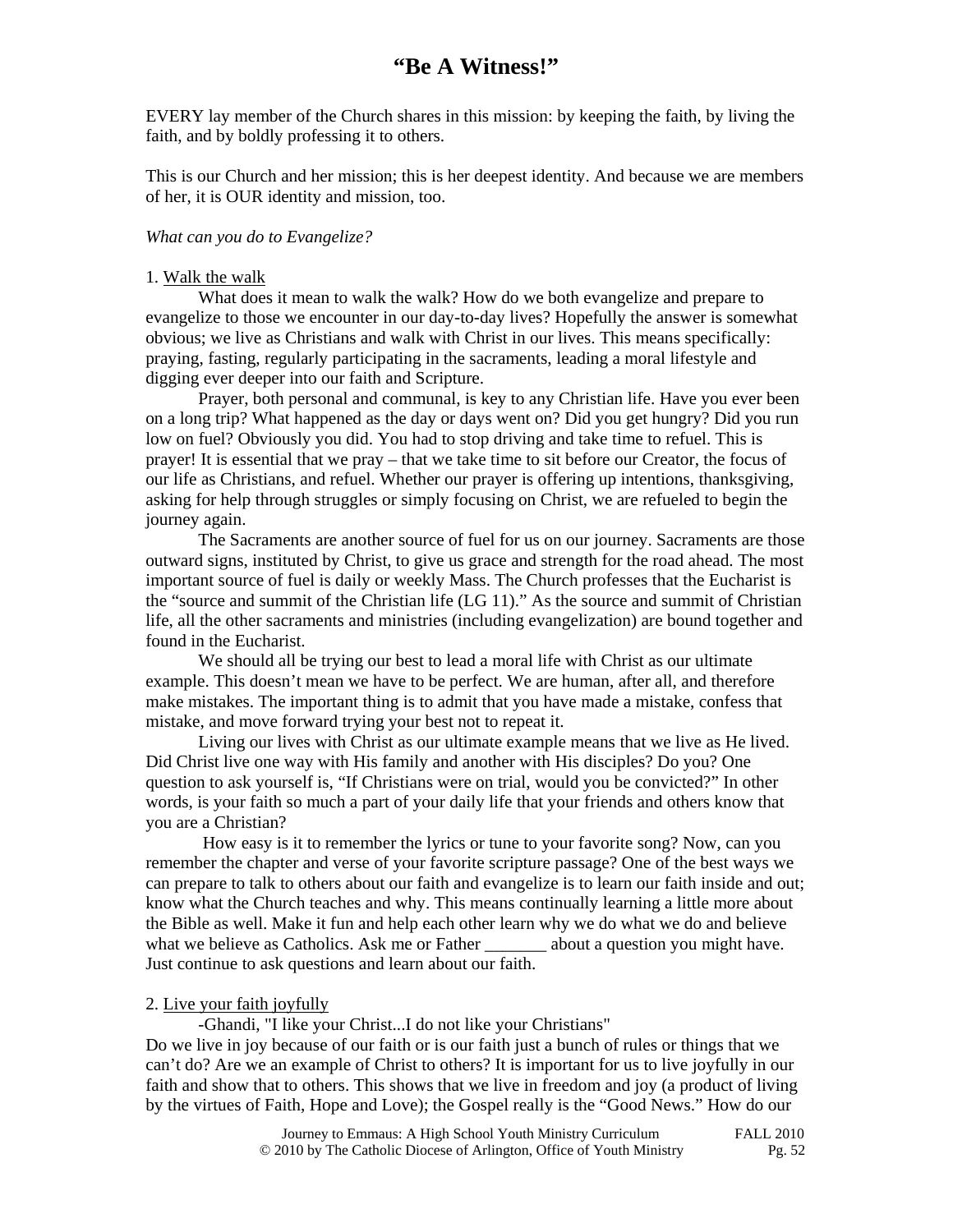# "Be A Witness!"

EVERY lay member of the Church shares in this mission: by keeping the faith, by living the faith, and by boldly professing it to others.

This is our Church and her mission; this is her deepest identity. And because we are members of her, it is OUR identity and mission, too.

*What can you do to Evangelize?*

1. <u>Walk the walk</u>

What does it mean to walk the walk? How do we both evangelize and prepare to evangelize to those we encounter in our day-to-day lives? Hopefully the answer is somewhat obvious; we live as Christians and walk with Christ in our lives. This means specifically: praying, fasting, regularly participating in the sacraments, leading a moral lifestyle and digging ever deeper into our faith and Scripture.

Prayer, both personal and communal, is key to any Christian life. Have you ever been on a long trip? What happened as the day or days went on? Did you get hungry? Did you run low on fuel? Obviously you did. You had to stop driving and take time to refuel. This is prayer! It is essential that we pray – that we take time to sit before our Creator, the focus of our life as Christians, and refuel. Whether our prayer is offering up intentions, thanksgiving, asking for help through struggles or simply focusing on Christ, we are refueled to begin the journey again.

The Sacraments are another source of fuel for us on our journey. Sacraments are those outward signs, instituted by Christ, to give us grace and strength for the road ahead. The most important source of fuel is daily or weekly Mass. The Church professes that the Eucharist is the "source and summit of the Christian life (LG 11)." As the source and summit of Christian life, all the other sacraments and ministries (including evangelization) are bound together and found in the Eucharist.

We should all be trying our best to lead a moral life with Christ as our ultimate example. This doesn't mean we have to be perfect. We are human, after all, and therefore make mistakes. The important thing is to admit that you have made a mistake, confess that mistake, and move forward trying your best not to repeat it.

Living our lives with Christ as our ultimate example means that we live as He lived. Did Christ live one way with His family and another with His disciples? Do you? One question to ask yourself is, "If Christians were on trial, would you be convicted?" In other words, is your faith so much a part of your daily life that your friends and others know that you are a Christian?

How easy is it to remember the lyrics or tune to your favorite song? Now, can you remember the chapter and verse of your favorite scripture passage? One of the best ways we can prepare to talk to others about our faith and evangelize is to learn our faith inside and out; know what the Church teaches and why. This means continually learning a little more about the Bible as well. Make it fun and help each other learn why we do what we do and believe what we believe as Catholics. Ask me or Father _______ about a question you might have. Just continue to ask questions and learn about our faith.

2. <u>Live your faith joyfully</u>

-Ghandi, "I like your Christ...I do not like your Christians"

Do we live in joy because of our faith or is our faith just a bunch of rules or things that we can't do? Are we an example of Christ to others? It is important for us to live joyfully in our faith and show that to others. This shows that we live in freedom and joy (a product of living by the virtues of Faith, Hope and Love); the Gospel really is the "Good News." How do our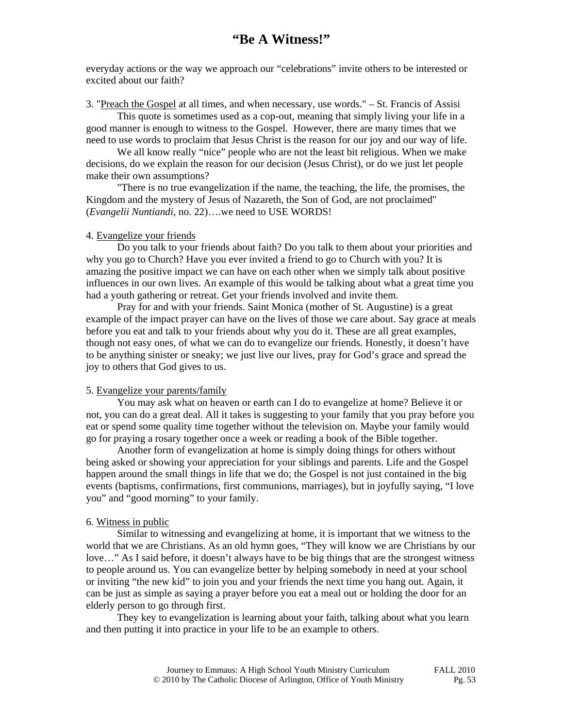everyday actions or the way we approach our "celebrations" invite others to be interested or excited about our faith?

3. "Preach the Gospel at all times, and when necessary, use words." – St. Francis of Assisi

This quote is sometimes used as a cop-out, meaning that simply living your life in a good manner is enough to witness to the Gospel. However, there are many times that we need to use words to proclaim that Jesus Christ is the reason for our joy and our way of life.

We all know really "nice" people who are not the least bit religious. When we make decisions, do we explain the reason for our decision (Jesus Christ), or do we just let people make their own assumptions?

"There is no true evangelization if the name, the teaching, the life, the promises, the Kingdom and the mystery of Jesus of Nazareth, the Son of God, are not proclaimed" (*Evangelii Nuntiandi*, no. 22)….we need to USE WORDS!

4. Evangelize your friends

Do you talk to your friends about faith? Do you talk to them about your priorities and why you go to Church? Have you ever invited a friend to go to Church with you? It is amazing the positive impact we can have on each other when we simply talk about positive influences in our own lives. An example of this would be talking about what a great time you had a youth gathering or retreat. Get your friends involved and invite them.

Pray for and with your friends. Saint Monica (mother of St. Augustine) is a great example of the impact prayer can have on the lives of those we care about. Say grace at meals before you eat and talk to your friends about why you do it. These are all great examples, though not easy ones, of what we can do to evangelize our friends. Honestly, it doesn't have to be anything sinister or sneaky; we just live our lives, pray for God's grace and spread the joy to others that God gives to us.

5. Evangelize your parents/family

You may ask what on heaven or earth can I do to evangelize at home? Believe it or not, you can do a great deal. All it takes is suggesting to your family that you pray before you eat or spend some quality time together without the television on. Maybe your family would go for praying a rosary together once a week or reading a book of the Bible together.

Another form of evangelization at home is simply doing things for others without being asked or showing your appreciation for your siblings and parents. Life and the Gospel happen around the small things in life that we do; the Gospel is not just contained in the big events (baptisms, confirmations, first communions, marriages), but in joyfully saying, "I love you" and "good morning" to your family.

6. Witness in public

Similar to witnessing and evangelizing at home, it is important that we witness to the world that we are Christians. As an old hymn goes, "They will know we are Christians by our love…" As I said before, it doesn't always have to be big things that are the strongest witness to people around us. You can evangelize better by helping somebody in need at your school or inviting "the new kid" to join you and your friends the next time you hang out. Again, it can be just as simple as saying a prayer before you eat a meal out or holding the door for an elderly person to go through first.

They key to evangelization is learning about your faith, talking about what you learn and then putting it into practice in your life to be an example to others.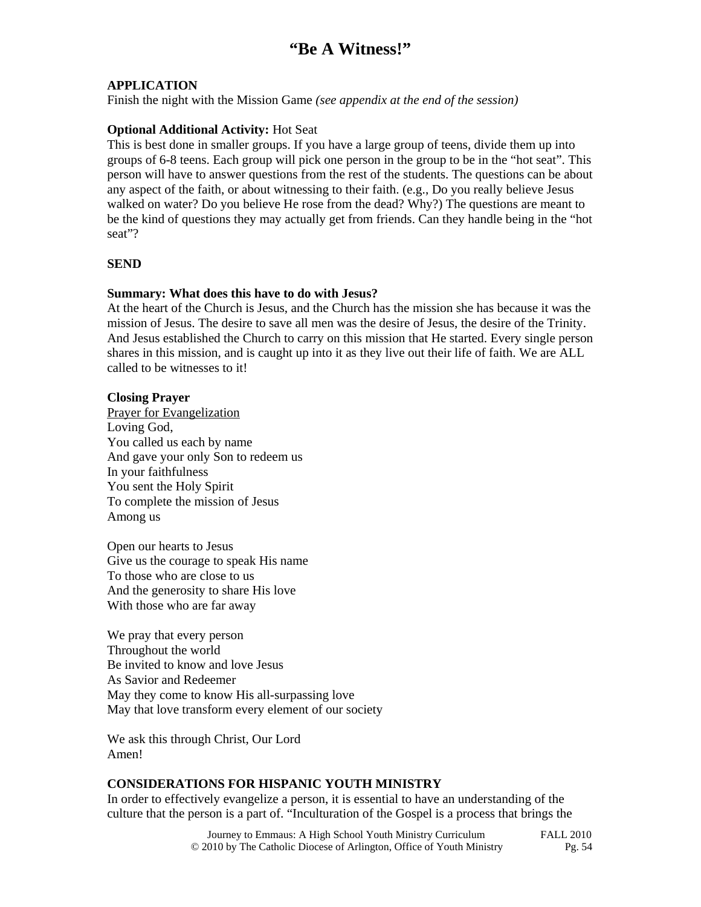# "Be A Witness!"

**APPLICATION**
Finish the night with the Mission Game *(see appendix at the end of the session)*

**Optional Additional Activity:** Hot Seat
This is best done in smaller groups. If you have a large group of teens, divide them up into groups of 6-8 teens. Each group will pick one person in the group to be in the "hot seat". This person will have to answer questions from the rest of the students. The questions can be about any aspect of the faith, or about witnessing to their faith. (e.g., Do you really believe Jesus walked on water? Do you believe He rose from the dead? Why?) The questions are meant to be the kind of questions they may actually get from friends. Can they handle being in the "hot seat"?

**SEND**

**Summary: What does this have to do with Jesus?**
At the heart of the Church is Jesus, and the Church has the mission she has because it was the mission of Jesus. The desire to save all men was the desire of Jesus, the desire of the Trinity. And Jesus established the Church to carry on this mission that He started. Every single person shares in this mission, and is caught up into it as they live out their life of faith. We are ALL called to be witnesses to it!

**Closing Prayer**
<u>Prayer for Evangelization</u>
Loving God,
You called us each by name
And gave your only Son to redeem us
In your faithfulness
You sent the Holy Spirit
To complete the mission of Jesus
Among us

Open our hearts to Jesus
Give us the courage to speak His name
To those who are close to us
And the generosity to share His love
With those who are far away

We pray that every person
Throughout the world
Be invited to know and love Jesus
As Savior and Redeemer
May they come to know His all-surpassing love
May that love transform every element of our society

We ask this through Christ, Our Lord
Amen!

**CONSIDERATIONS FOR HISPANIC YOUTH MINISTRY**
In order to effectively evangelize a person, it is essential to have an understanding of the culture that the person is a part of. "Inculturation of the Gospel is a process that brings the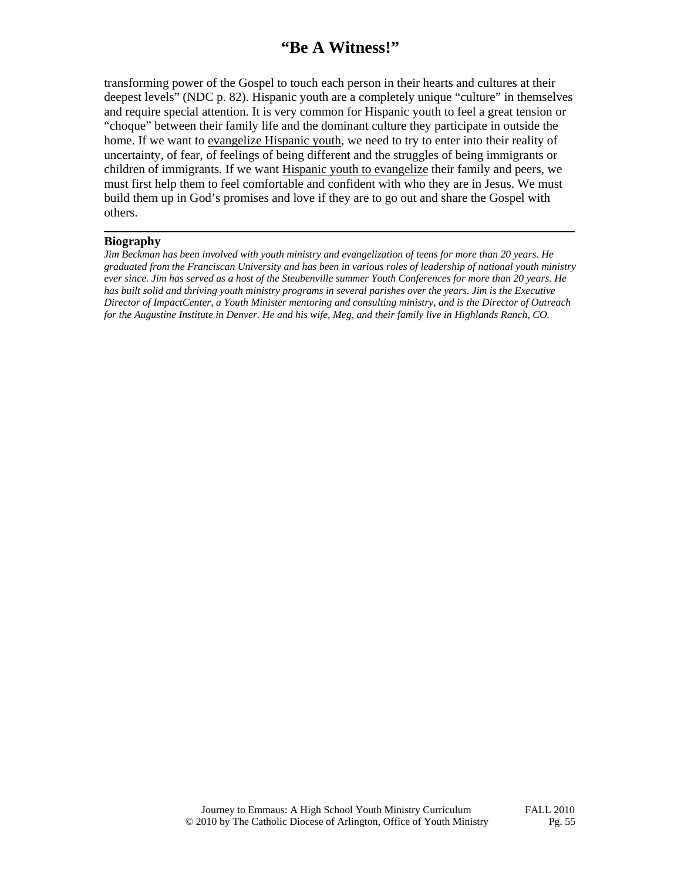transforming power of the Gospel to touch each person in their hearts and cultures at their deepest levels" (NDC p. 82). Hispanic youth are a completely unique "culture" in themselves and require special attention. It is very common for Hispanic youth to feel a great tension or "choque" between their family life and the dominant culture they participate in outside the home. If we want to evangelize Hispanic youth, we need to try to enter into their reality of uncertainty, of fear, of feelings of being different and the struggles of being immigrants or children of immigrants. If we want Hispanic youth to evangelize their family and peers, we must first help them to feel comfortable and confident with who they are in Jesus. We must build them up in God's promises and love if they are to go out and share the Gospel with others.

---

**Biography**

*Jim Beckman has been involved with youth ministry and evangelization of teens for more than 20 years. He graduated from the Franciscan University and has been in various roles of leadership of national youth ministry ever since. Jim has served as a host of the Steubenville summer Youth Conferences for more than 20 years. He has built solid and thriving youth ministry programs in several parishes over the years. Jim is the Executive Director of ImpactCenter, a Youth Minister mentoring and consulting ministry, and is the Director of Outreach for the Augustine Institute in Denver. He and his wife, Meg, and their family live in Highlands Ranch, CO.*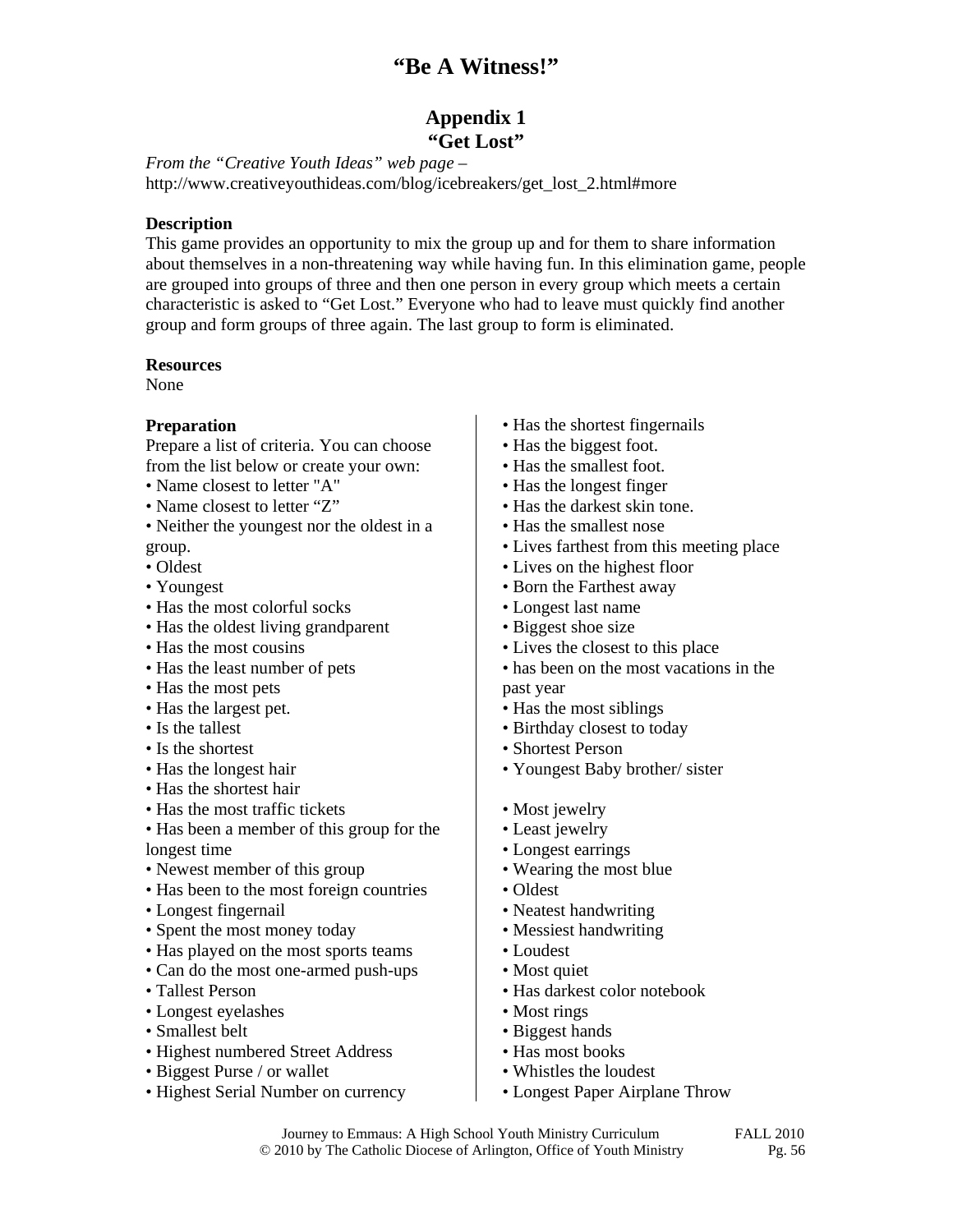# "Be A Witness!"

## Appendix 1
## "Get Lost"

*From the "Creative Youth Ideas" web page* –
http://www.creativeyouthideas.com/blog/icebreakers/get_lost_2.html#more

**Description**
This game provides an opportunity to mix the group up and for them to share information about themselves in a non-threatening way while having fun. In this elimination game, people are grouped into groups of three and then one person in every group which meets a certain characteristic is asked to "Get Lost." Everyone who had to leave must quickly find another group and form groups of three again. The last group to form is eliminated.

**Resources**
None

**Preparation**
Prepare a list of criteria. You can choose from the list below or create your own:

- Name closest to letter "A"
- Name closest to letter "Z"
- Neither the youngest nor the oldest in a group.
- Oldest
- Youngest
- Has the most colorful socks
- Has the oldest living grandparent
- Has the most cousins
- Has the least number of pets
- Has the most pets
- Has the largest pet.
- Is the tallest
- Is the shortest
- Has the longest hair
- Has the shortest hair
- Has the most traffic tickets
- Has been a member of this group for the longest time
- Newest member of this group
- Has been to the most foreign countries
- Longest fingernail
- Spent the most money today
- Has played on the most sports teams
- Can do the most one-armed push-ups
- Tallest Person
- Longest eyelashes
- Smallest belt
- Highest numbered Street Address
- Biggest Purse / or wallet
- Highest Serial Number on currency
- Has the shortest fingernails
- Has the biggest foot.
- Has the smallest foot.
- Has the longest finger
- Has the darkest skin tone.
- Has the smallest nose
- Lives farthest from this meeting place
- Lives on the highest floor
- Born the Farthest away
- Longest last name
- Biggest shoe size
- Lives the closest to this place
- has been on the most vacations in the past year
- Has the most siblings
- Birthday closest to today
- Shortest Person
- Youngest Baby brother/ sister

- Most jewelry
- Least jewelry
- Longest earrings
- Wearing the most blue
- Oldest
- Neatest handwriting
- Messiest handwriting
- Loudest
- Most quiet
- Has darkest color notebook
- Most rings
- Biggest hands
- Has most books
- Whistles the loudest
- Longest Paper Airplane Throw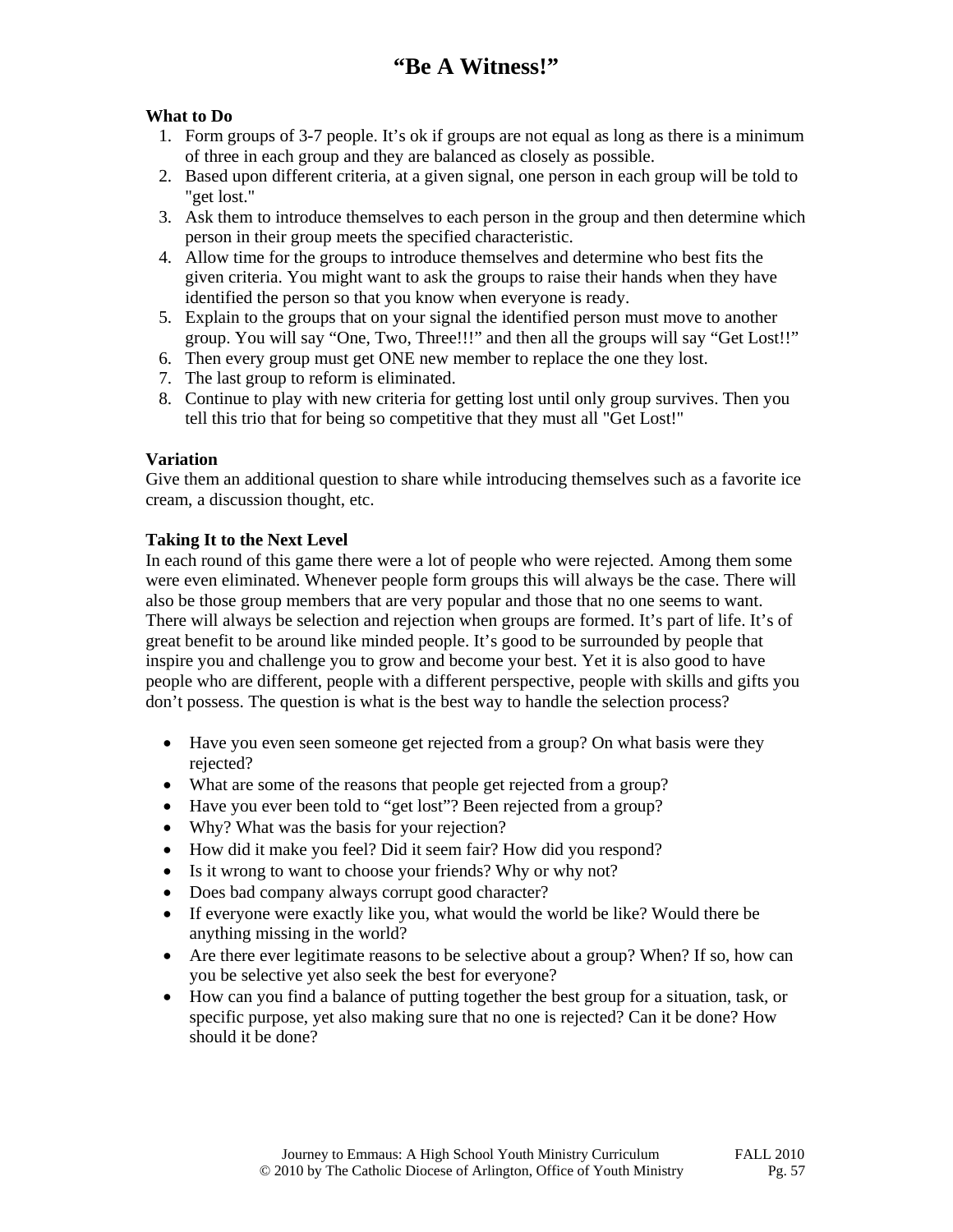# "Be A Witness!"

**What to Do**

1. Form groups of 3-7 people. It's ok if groups are not equal as long as there is a minimum of three in each group and they are balanced as closely as possible.
2. Based upon different criteria, at a given signal, one person in each group will be told to "get lost."
3. Ask them to introduce themselves to each person in the group and then determine which person in their group meets the specified characteristic.
4. Allow time for the groups to introduce themselves and determine who best fits the given criteria. You might want to ask the groups to raise their hands when they have identified the person so that you know when everyone is ready.
5. Explain to the groups that on your signal the identified person must move to another group. You will say "One, Two, Three!!!" and then all the groups will say "Get Lost!!"
6. Then every group must get ONE new member to replace the one they lost.
7. The last group to reform is eliminated.
8. Continue to play with new criteria for getting lost until only group survives. Then you tell this trio that for being so competitive that they must all "Get Lost!"

**Variation**

Give them an additional question to share while introducing themselves such as a favorite ice cream, a discussion thought, etc.

**Taking It to the Next Level**

In each round of this game there were a lot of people who were rejected. Among them some were even eliminated. Whenever people form groups this will always be the case. There will also be those group members that are very popular and those that no one seems to want. There will always be selection and rejection when groups are formed. It's part of life. It's of great benefit to be around like minded people. It's good to be surrounded by people that inspire you and challenge you to grow and become your best. Yet it is also good to have people who are different, people with a different perspective, people with skills and gifts you don't possess. The question is what is the best way to handle the selection process?

- Have you even seen someone get rejected from a group? On what basis were they rejected?
- What are some of the reasons that people get rejected from a group?
- Have you ever been told to "get lost"? Been rejected from a group?
- Why? What was the basis for your rejection?
- How did it make you feel? Did it seem fair? How did you respond?
- Is it wrong to want to choose your friends? Why or why not?
- Does bad company always corrupt good character?
- If everyone were exactly like you, what would the world be like? Would there be anything missing in the world?
- Are there ever legitimate reasons to be selective about a group? When? If so, how can you be selective yet also seek the best for everyone?
- How can you find a balance of putting together the best group for a situation, task, or specific purpose, yet also making sure that no one is rejected? Can it be done? How should it be done?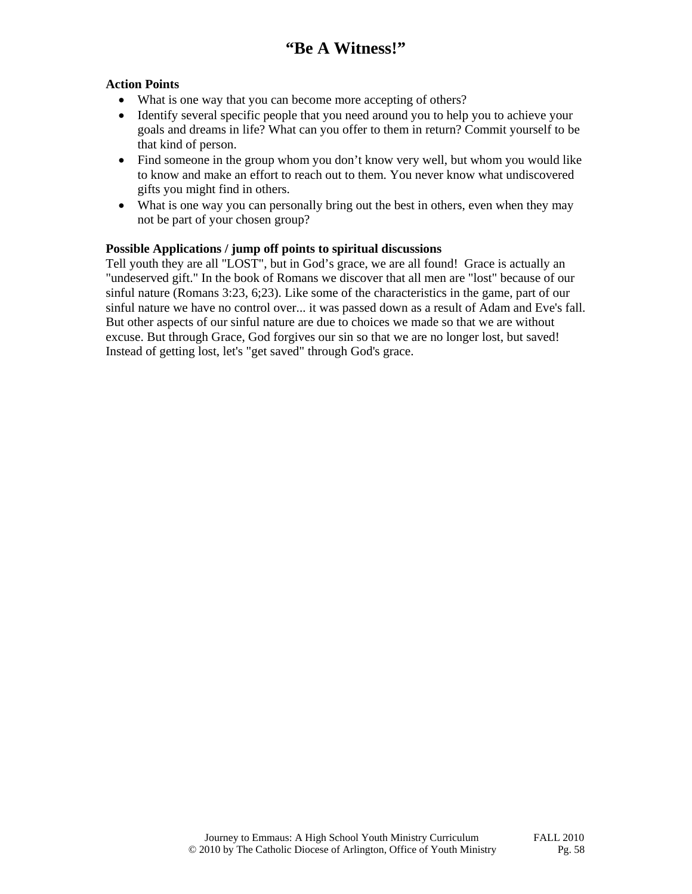# "Be A Witness!"

**Action Points**

- What is one way that you can become more accepting of others?
- Identify several specific people that you need around you to help you to achieve your goals and dreams in life? What can you offer to them in return? Commit yourself to be that kind of person.
- Find someone in the group whom you don't know very well, but whom you would like to know and make an effort to reach out to them. You never know what undiscovered gifts you might find in others.
- What is one way you can personally bring out the best in others, even when they may not be part of your chosen group?

**Possible Applications / jump off points to spiritual discussions**

Tell youth they are all "LOST", but in God's grace, we are all found! Grace is actually an "undeserved gift." In the book of Romans we discover that all men are "lost" because of our sinful nature (Romans 3:23, 6;23). Like some of the characteristics in the game, part of our sinful nature we have no control over... it was passed down as a result of Adam and Eve's fall. But other aspects of our sinful nature are due to choices we made so that we are without excuse. But through Grace, God forgives our sin so that we are no longer lost, but saved! Instead of getting lost, let's "get saved" through God's grace.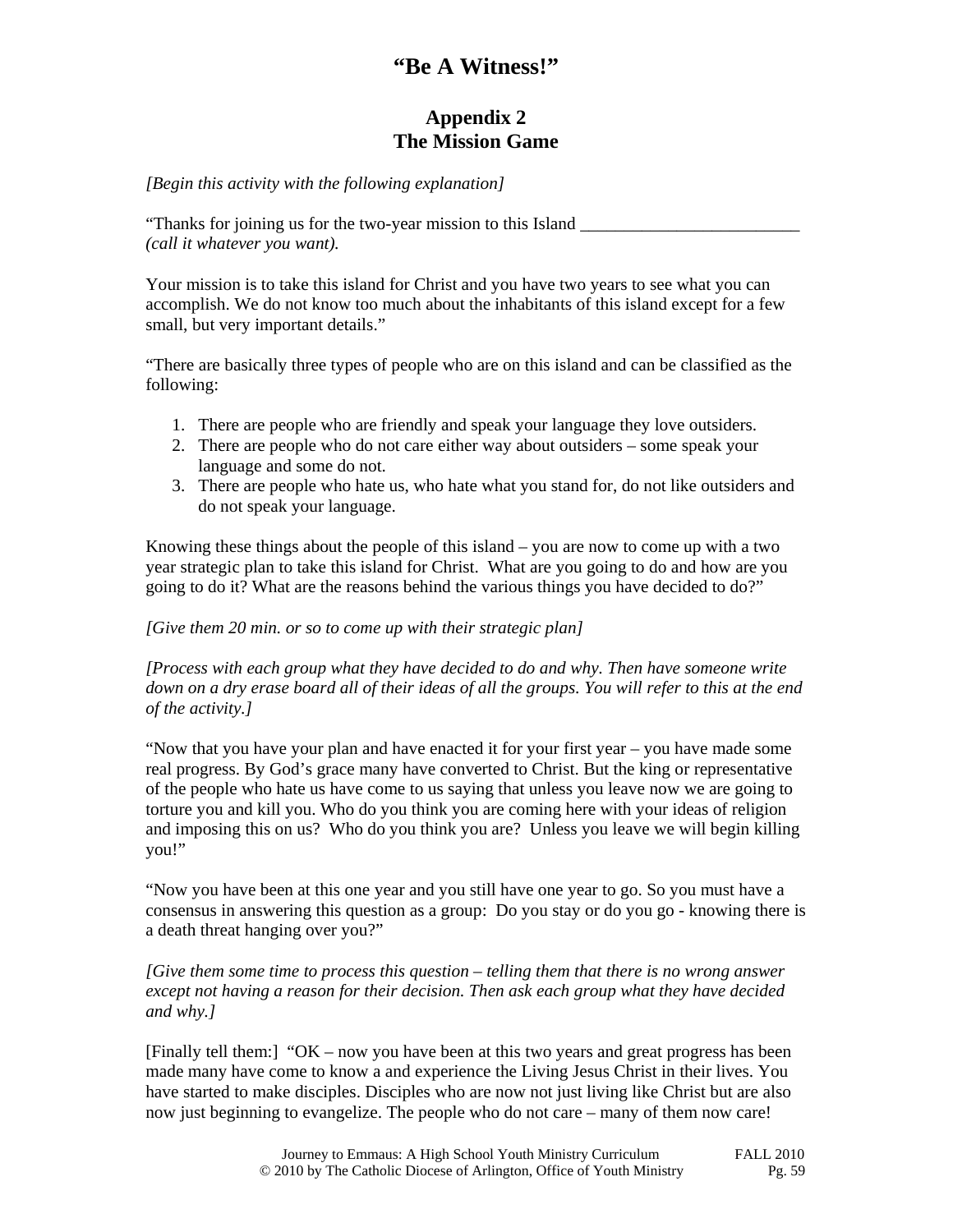# "Be A Witness!"

## Appendix 2
## The Mission Game

*[Begin this activity with the following explanation]*

"Thanks for joining us for the two-year mission to this Island _________________________ *(call it whatever you want).*

Your mission is to take this island for Christ and you have two years to see what you can accomplish. We do not know too much about the inhabitants of this island except for a few small, but very important details."

"There are basically three types of people who are on this island and can be classified as the following:

1. There are people who are friendly and speak your language they love outsiders.
2. There are people who do not care either way about outsiders – some speak your language and some do not.
3. There are people who hate us, who hate what you stand for, do not like outsiders and do not speak your language.

Knowing these things about the people of this island – you are now to come up with a two year strategic plan to take this island for Christ. What are you going to do and how are you going to do it? What are the reasons behind the various things you have decided to do?"

*[Give them 20 min. or so to come up with their strategic plan]*

*[Process with each group what they have decided to do and why. Then have someone write down on a dry erase board all of their ideas of all the groups. You will refer to this at the end of the activity.]*

"Now that you have your plan and have enacted it for your first year – you have made some real progress. By God's grace many have converted to Christ. But the king or representative of the people who hate us have come to us saying that unless you leave now we are going to torture you and kill you. Who do you think you are coming here with your ideas of religion and imposing this on us? Who do you think you are? Unless you leave we will begin killing you!"

"Now you have been at this one year and you still have one year to go. So you must have a consensus in answering this question as a group: Do you stay or do you go - knowing there is a death threat hanging over you?"

*[Give them some time to process this question – telling them that there is no wrong answer except not having a reason for their decision. Then ask each group what they have decided and why.]*

[Finally tell them:] "OK – now you have been at this two years and great progress has been made many have come to know a and experience the Living Jesus Christ in their lives. You have started to make disciples. Disciples who are now not just living like Christ but are also now just beginning to evangelize. The people who do not care – many of them now care!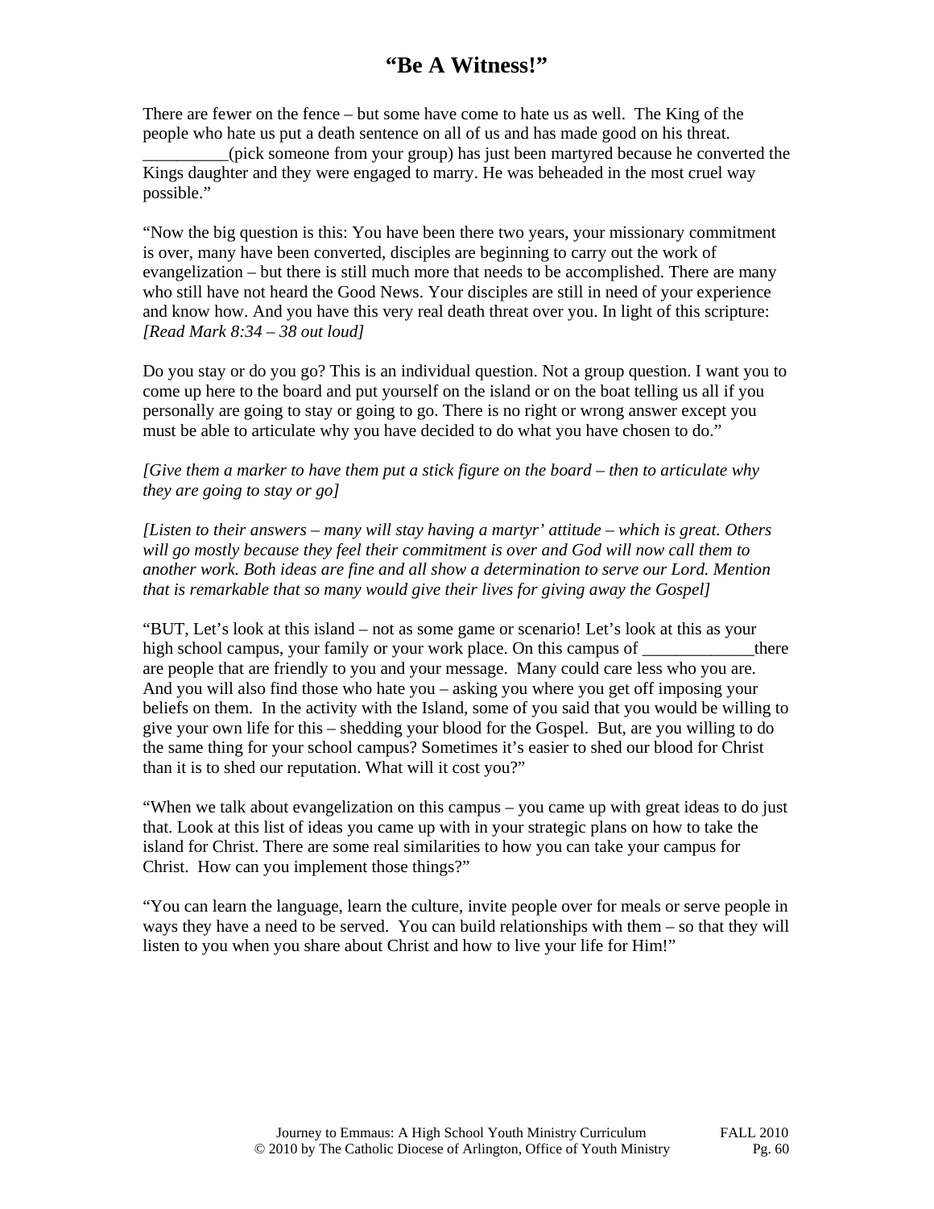# "Be A Witness!"

There are fewer on the fence – but some have come to hate us as well. The King of the people who hate us put a death sentence on all of us and has made good on his threat. __________(pick someone from your group) has just been martyred because he converted the Kings daughter and they were engaged to marry. He was beheaded in the most cruel way possible."

"Now the big question is this: You have been there two years, your missionary commitment is over, many have been converted, disciples are beginning to carry out the work of evangelization – but there is still much more that needs to be accomplished. There are many who still have not heard the Good News. Your disciples are still in need of your experience and know how. And you have this very real death threat over you. In light of this scripture: *[Read Mark 8:34 – 38 out loud]*

Do you stay or do you go? This is an individual question. Not a group question. I want you to come up here to the board and put yourself on the island or on the boat telling us all if you personally are going to stay or going to go. There is no right or wrong answer except you must be able to articulate why you have decided to do what you have chosen to do."

*[Give them a marker to have them put a stick figure on the board – then to articulate why they are going to stay or go]*

*[Listen to their answers – many will stay having a martyr' attitude – which is great. Others will go mostly because they feel their commitment is over and God will now call them to another work. Both ideas are fine and all show a determination to serve our Lord. Mention that is remarkable that so many would give their lives for giving away the Gospel]*

"BUT, Let's look at this island – not as some game or scenario! Let's look at this as your high school campus, your family or your work place. On this campus of _____________there are people that are friendly to you and your message. Many could care less who you are. And you will also find those who hate you – asking you where you get off imposing your beliefs on them. In the activity with the Island, some of you said that you would be willing to give your own life for this – shedding your blood for the Gospel. But, are you willing to do the same thing for your school campus? Sometimes it's easier to shed our blood for Christ than it is to shed our reputation. What will it cost you?"

"When we talk about evangelization on this campus – you came up with great ideas to do just that. Look at this list of ideas you came up with in your strategic plans on how to take the island for Christ. There are some real similarities to how you can take your campus for Christ. How can you implement those things?"

"You can learn the language, learn the culture, invite people over for meals or serve people in ways they have a need to be served. You can build relationships with them – so that they will listen to you when you share about Christ and how to live your life for Him!"